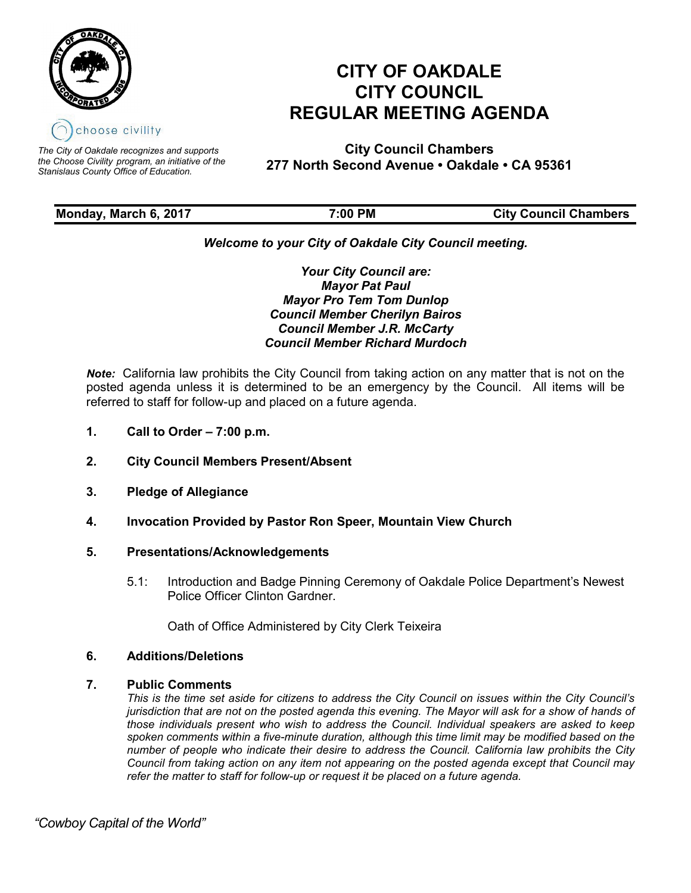choose civility

*The City of Oakdale recognizes and supports the Choose Civility program, an initiative of the Stanislaus County Office of Education.*

# CITY OF OAKDALE
# CITY COUNCIL
# REGULAR MEETING AGENDA

**City Council Chambers**
**277 North Second Avenue • Oakdale • CA 95361**

| **Monday, March 6, 2017** | **7:00 PM** | **City Council Chambers** |
|---|---|---|

***Welcome to your City of Oakdale City Council meeting.***

***Your City Council are:***
***Mayor Pat Paul***
***Mayor Pro Tem Tom Dunlop***
***Council Member Cherilyn Bairos***
***Council Member J.R. McCarty***
***Council Member Richard Murdoch***

***Note:*** California law prohibits the City Council from taking action on any matter that is not on the posted agenda unless it is determined to be an emergency by the Council. All items will be referred to staff for follow-up and placed on a future agenda.

1. **Call to Order – 7:00 p.m.**

2. **City Council Members Present/Absent**

3. **Pledge of Allegiance**

4. **Invocation Provided by Pastor Ron Speer, Mountain View Church**

5. **Presentations/Acknowledgements**

   5.1: Introduction and Badge Pinning Ceremony of Oakdale Police Department's Newest Police Officer Clinton Gardner.

   Oath of Office Administered by City Clerk Teixeira

6. **Additions/Deletions**

7. **Public Comments**

   *This is the time set aside for citizens to address the City Council on issues within the City Council's jurisdiction that are not on the posted agenda this evening. The Mayor will ask for a show of hands of those individuals present who wish to address the Council. Individual speakers are asked to keep spoken comments within a five-minute duration, although this time limit may be modified based on the number of people who indicate their desire to address the Council. California law prohibits the City Council from taking action on any item not appearing on the posted agenda except that Council may refer the matter to staff for follow-up or request it be placed on a future agenda.*

*"Cowboy Capital of the World"*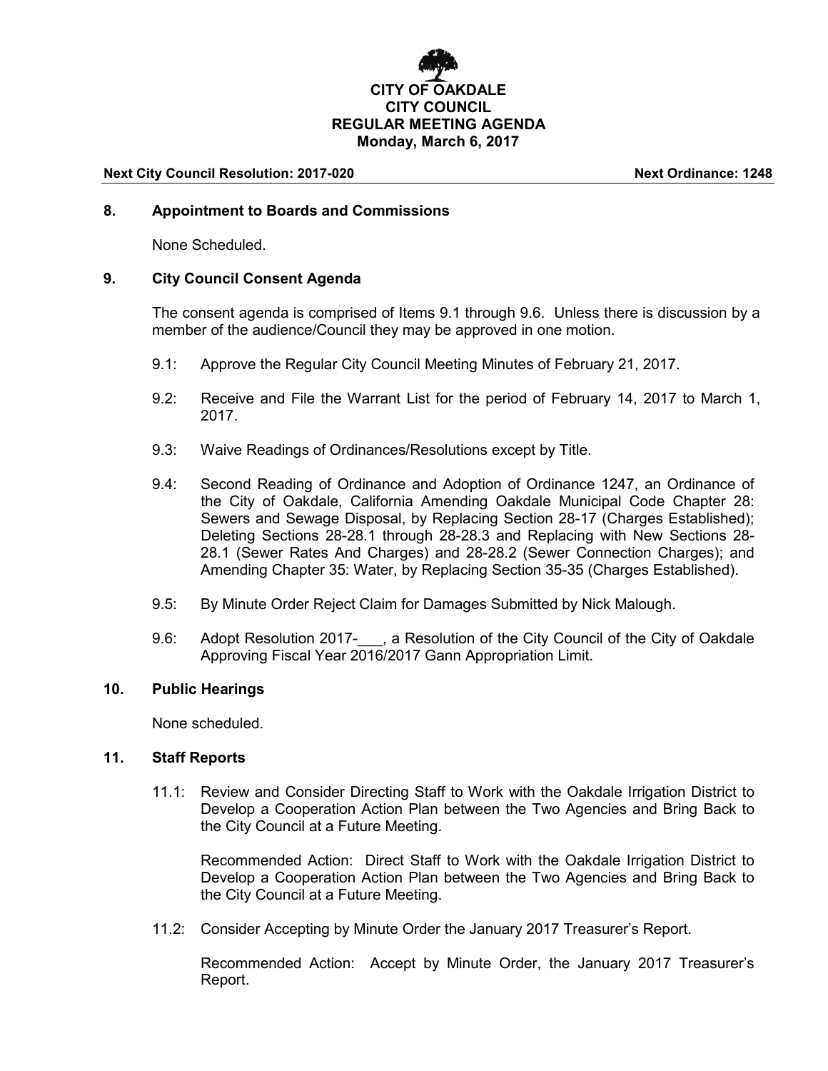**CITY OF OAKDALE**
**CITY COUNCIL**
**REGULAR MEETING AGENDA**
**Monday, March 6, 2017**

**Next City Council Resolution: 2017-020** **Next Ordinance: 1248**

## 8. Appointment to Boards and Commissions

None Scheduled.

## 9. City Council Consent Agenda

The consent agenda is comprised of Items 9.1 through 9.6. Unless there is discussion by a member of the audience/Council they may be approved in one motion.

9.1: Approve the Regular City Council Meeting Minutes of February 21, 2017.

9.2: Receive and File the Warrant List for the period of February 14, 2017 to March 1, 2017.

9.3: Waive Readings of Ordinances/Resolutions except by Title.

9.4: Second Reading of Ordinance and Adoption of Ordinance 1247, an Ordinance of the City of Oakdale, California Amending Oakdale Municipal Code Chapter 28: Sewers and Sewage Disposal, by Replacing Section 28-17 (Charges Established); Deleting Sections 28-28.1 through 28-28.3 and Replacing with New Sections 28-28.1 (Sewer Rates And Charges) and 28-28.2 (Sewer Connection Charges); and Amending Chapter 35: Water, by Replacing Section 35-35 (Charges Established).

9.5: By Minute Order Reject Claim for Damages Submitted by Nick Malough.

9.6: Adopt Resolution 2017-___, a Resolution of the City Council of the City of Oakdale Approving Fiscal Year 2016/2017 Gann Appropriation Limit.

## 10. Public Hearings

None scheduled.

## 11. Staff Reports

11.1: Review and Consider Directing Staff to Work with the Oakdale Irrigation District to Develop a Cooperation Action Plan between the Two Agencies and Bring Back to the City Council at a Future Meeting.

Recommended Action: Direct Staff to Work with the Oakdale Irrigation District to Develop a Cooperation Action Plan between the Two Agencies and Bring Back to the City Council at a Future Meeting.

11.2: Consider Accepting by Minute Order the January 2017 Treasurer's Report.

Recommended Action: Accept by Minute Order, the January 2017 Treasurer's Report.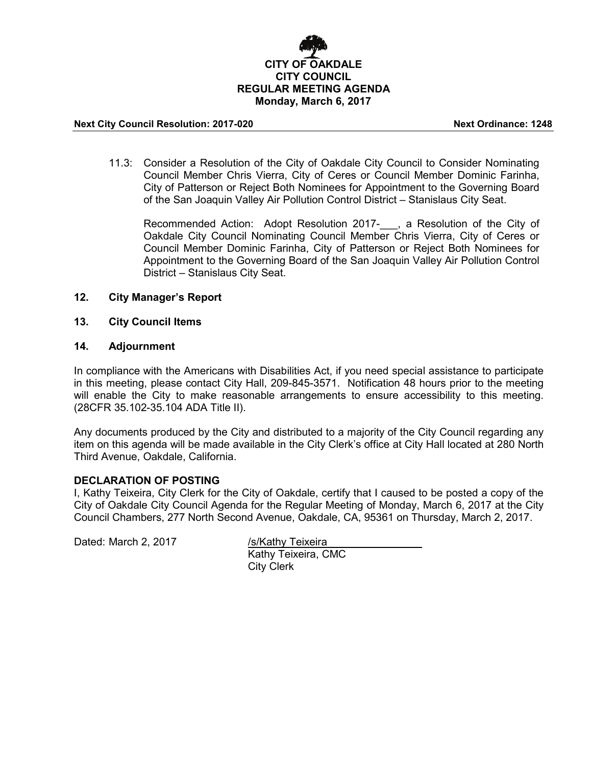**CITY OF OAKDALE**
**CITY COUNCIL**
**REGULAR MEETING AGENDA**
**Monday, March 6, 2017**

**Next City Council Resolution: 2017-020** **Next Ordinance: 1248**

11.3: Consider a Resolution of the City of Oakdale City Council to Consider Nominating Council Member Chris Vierra, City of Ceres or Council Member Dominic Farinha, City of Patterson or Reject Both Nominees for Appointment to the Governing Board of the San Joaquin Valley Air Pollution Control District – Stanislaus City Seat.

Recommended Action: Adopt Resolution 2017-___, a Resolution of the City of Oakdale City Council Nominating Council Member Chris Vierra, City of Ceres or Council Member Dominic Farinha, City of Patterson or Reject Both Nominees for Appointment to the Governing Board of the San Joaquin Valley Air Pollution Control District – Stanislaus City Seat.

**12. City Manager's Report**

**13. City Council Items**

**14. Adjournment**

In compliance with the Americans with Disabilities Act, if you need special assistance to participate in this meeting, please contact City Hall, 209-845-3571. Notification 48 hours prior to the meeting will enable the City to make reasonable arrangements to ensure accessibility to this meeting. (28CFR 35.102-35.104 ADA Title II).

Any documents produced by the City and distributed to a majority of the City Council regarding any item on this agenda will be made available in the City Clerk's office at City Hall located at 280 North Third Avenue, Oakdale, California.

**DECLARATION OF POSTING**

I, Kathy Teixeira, City Clerk for the City of Oakdale, certify that I caused to be posted a copy of the City of Oakdale City Council Agenda for the Regular Meeting of Monday, March 6, 2017 at the City Council Chambers, 277 North Second Avenue, Oakdale, CA, 95361 on Thursday, March 2, 2017.

Dated: March 2, 2017

/s/Kathy Teixeira
Kathy Teixeira, CMC
City Clerk